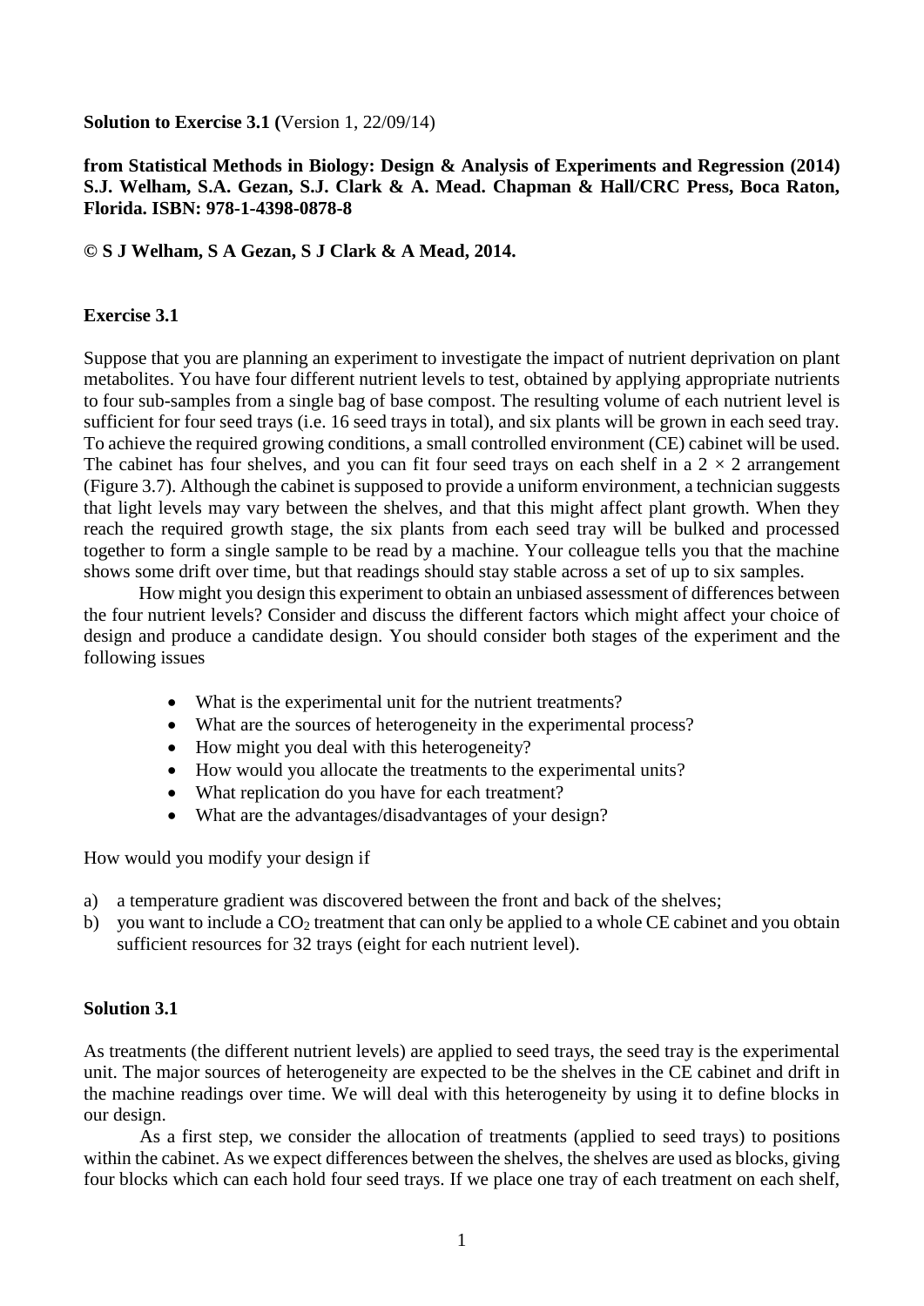**Solution to Exercise 3.1 (**Version 1, 22/09/14)

**from Statistical Methods in Biology: Design & Analysis of Experiments and Regression (2014) S.J. Welham, S.A. Gezan, S.J. Clark & A. Mead. Chapman & Hall/CRC Press, Boca Raton, Florida. ISBN: 978-1-4398-0878-8**

**© S J Welham, S A Gezan, S J Clark & A Mead, 2014.**

## Exercise 3.1

Suppose that you are planning an experiment to investigate the impact of nutrient deprivation on plant metabolites. You have four different nutrient levels to test, obtained by applying appropriate nutrients to four sub-samples from a single bag of base compost. The resulting volume of each nutrient level is sufficient for four seed trays (i.e. 16 seed trays in total), and six plants will be grown in each seed tray. To achieve the required growing conditions, a small controlled environment (CE) cabinet will be used. The cabinet has four shelves, and you can fit four seed trays on each shelf in a $2 \times 2$ arrangement (Figure 3.7). Although the cabinet is supposed to provide a uniform environment, a technician suggests that light levels may vary between the shelves, and that this might affect plant growth. When they reach the required growth stage, the six plants from each seed tray will be bulked and processed together to form a single sample to be read by a machine. Your colleague tells you that the machine shows some drift over time, but that readings should stay stable across a set of up to six samples.

How might you design this experiment to obtain an unbiased assessment of differences between the four nutrient levels? Consider and discuss the different factors which might affect your choice of design and produce a candidate design. You should consider both stages of the experiment and the following issues

- What is the experimental unit for the nutrient treatments?
- What are the sources of heterogeneity in the experimental process?
- How might you deal with this heterogeneity?
- How would you allocate the treatments to the experimental units?
- What replication do you have for each treatment?
- What are the advantages/disadvantages of your design?

How would you modify your design if

a) a temperature gradient was discovered between the front and back of the shelves;
b) you want to include a $CO_2$ treatment that can only be applied to a whole CE cabinet and you obtain sufficient resources for 32 trays (eight for each nutrient level).

## Solution 3.1

As treatments (the different nutrient levels) are applied to seed trays, the seed tray is the experimental unit. The major sources of heterogeneity are expected to be the shelves in the CE cabinet and drift in the machine readings over time. We will deal with this heterogeneity by using it to define blocks in our design.

As a first step, we consider the allocation of treatments (applied to seed trays) to positions within the cabinet. As we expect differences between the shelves, the shelves are used as blocks, giving four blocks which can each hold four seed trays. If we place one tray of each treatment on each shelf,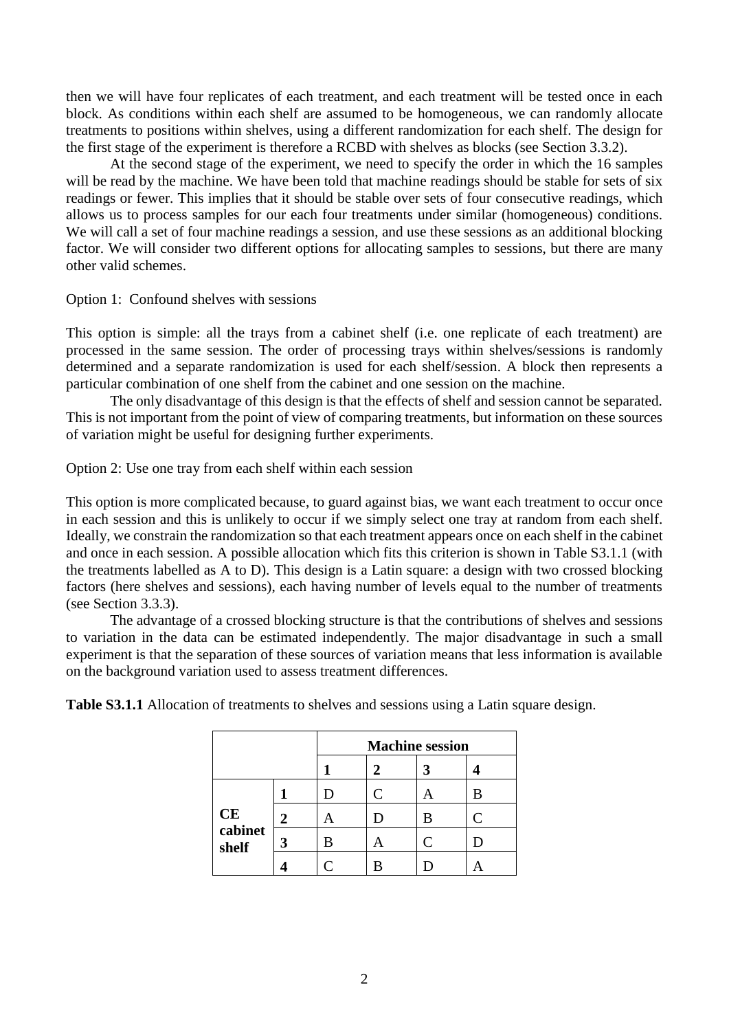then we will have four replicates of each treatment, and each treatment will be tested once in each block. As conditions within each shelf are assumed to be homogeneous, we can randomly allocate treatments to positions within shelves, using a different randomization for each shelf. The design for the first stage of the experiment is therefore a RCBD with shelves as blocks (see Section 3.3.2).

At the second stage of the experiment, we need to specify the order in which the 16 samples will be read by the machine. We have been told that machine readings should be stable for sets of six readings or fewer. This implies that it should be stable over sets of four consecutive readings, which allows us to process samples for our each four treatments under similar (homogeneous) conditions. We will call a set of four machine readings a session, and use these sessions as an additional blocking factor. We will consider two different options for allocating samples to sessions, but there are many other valid schemes.

Option 1: Confound shelves with sessions

This option is simple: all the trays from a cabinet shelf (i.e. one replicate of each treatment) are processed in the same session. The order of processing trays within shelves/sessions is randomly determined and a separate randomization is used for each shelf/session. A block then represents a particular combination of one shelf from the cabinet and one session on the machine.

The only disadvantage of this design is that the effects of shelf and session cannot be separated. This is not important from the point of view of comparing treatments, but information on these sources of variation might be useful for designing further experiments.

Option 2: Use one tray from each shelf within each session

This option is more complicated because, to guard against bias, we want each treatment to occur once in each session and this is unlikely to occur if we simply select one tray at random from each shelf. Ideally, we constrain the randomization so that each treatment appears once on each shelf in the cabinet and once in each session. A possible allocation which fits this criterion is shown in Table S3.1.1 (with the treatments labelled as A to D). This design is a Latin square: a design with two crossed blocking factors (here shelves and sessions), each having number of levels equal to the number of treatments (see Section 3.3.3).

The advantage of a crossed blocking structure is that the contributions of shelves and sessions to variation in the data can be estimated independently. The major disadvantage in such a small experiment is that the separation of these sources of variation means that less information is available on the background variation used to assess treatment differences.

**Table S3.1.1** Allocation of treatments to shelves and sessions using a Latin square design.

| | | **Machine session** | | | |
|---|---|---|---|---|---|
| | | **1** | **2** | **3** | **4** |
| **CE cabinet shelf** | **1** | D | C | A | B |
| | **2** | A | D | B | C |
| | **3** | B | A | C | D |
| | **4** | C | B | D | A |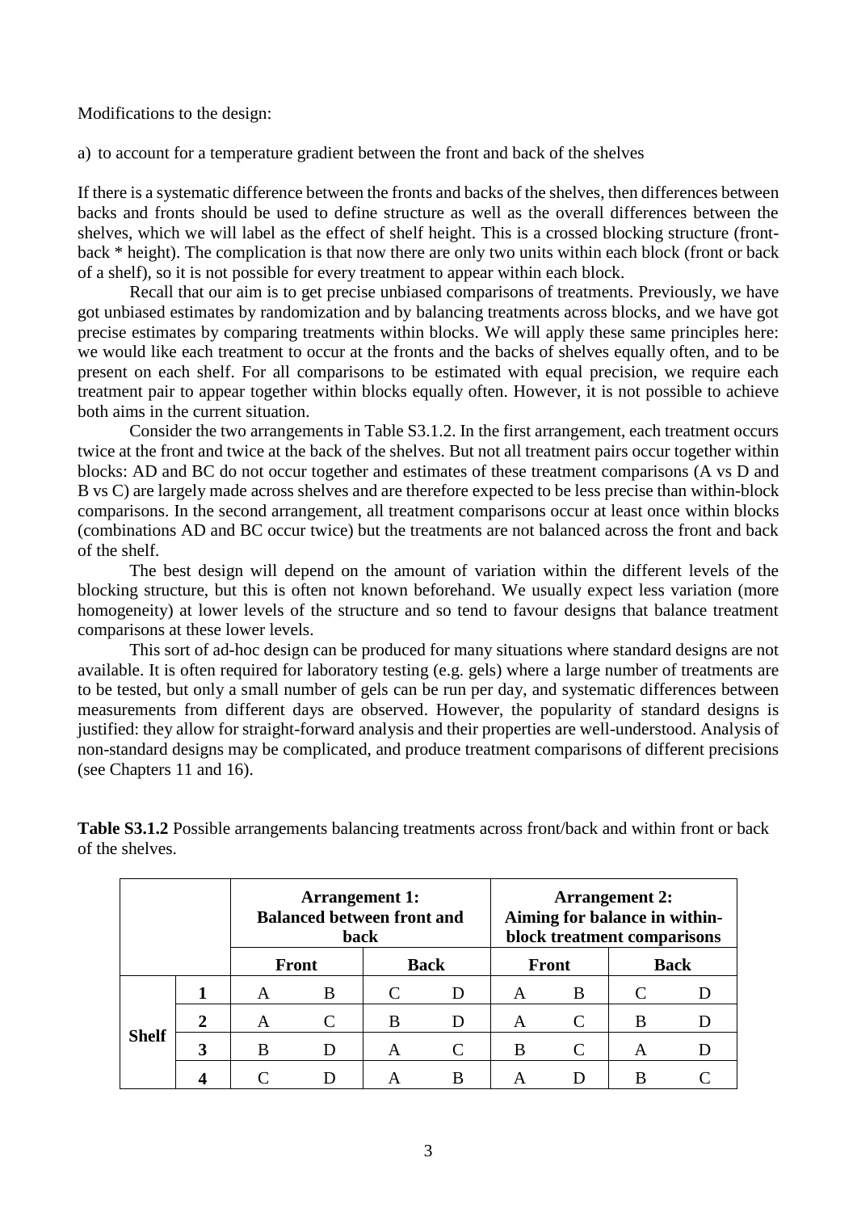Modifications to the design:

a) to account for a temperature gradient between the front and back of the shelves

If there is a systematic difference between the fronts and backs of the shelves, then differences between backs and fronts should be used to define structure as well as the overall differences between the shelves, which we will label as the effect of shelf height. This is a crossed blocking structure (front-back * height). The complication is that now there are only two units within each block (front or back of a shelf), so it is not possible for every treatment to appear within each block.

Recall that our aim is to get precise unbiased comparisons of treatments. Previously, we have got unbiased estimates by randomization and by balancing treatments across blocks, and we have got precise estimates by comparing treatments within blocks. We will apply these same principles here: we would like each treatment to occur at the fronts and the backs of shelves equally often, and to be present on each shelf. For all comparisons to be estimated with equal precision, we require each treatment pair to appear together within blocks equally often. However, it is not possible to achieve both aims in the current situation.

Consider the two arrangements in Table S3.1.2. In the first arrangement, each treatment occurs twice at the front and twice at the back of the shelves. But not all treatment pairs occur together within blocks: AD and BC do not occur together and estimates of these treatment comparisons (A vs D and B vs C) are largely made across shelves and are therefore expected to be less precise than within-block comparisons. In the second arrangement, all treatment comparisons occur at least once within blocks (combinations AD and BC occur twice) but the treatments are not balanced across the front and back of the shelf.

The best design will depend on the amount of variation within the different levels of the blocking structure, but this is often not known beforehand. We usually expect less variation (more homogeneity) at lower levels of the structure and so tend to favour designs that balance treatment comparisons at these lower levels.

This sort of ad-hoc design can be produced for many situations where standard designs are not available. It is often required for laboratory testing (e.g. gels) where a large number of treatments are to be tested, but only a small number of gels can be run per day, and systematic differences between measurements from different days are observed. However, the popularity of standard designs is justified: they allow for straight-forward analysis and their properties are well-understood. Analysis of non-standard designs may be complicated, and produce treatment comparisons of different precisions (see Chapters 11 and 16).

**Table S3.1.2** Possible arrangements balancing treatments across front/back and within front or back of the shelves.

| | | **Arrangement 1: Balanced between front and back** | | | | **Arrangement 2: Aiming for balance in within-block treatment comparisons** | | | |
|---|---|---|---|---|---|---|---|---|---|
| | | **Front** | | **Back** | | **Front** | | **Back** | |
| **Shelf** | **1** | A | B | C | D | A | B | C | D |
| | **2** | A | C | B | D | A | C | B | D |
| | **3** | B | D | A | C | B | C | A | D |
| | **4** | C | D | A | B | A | D | B | C |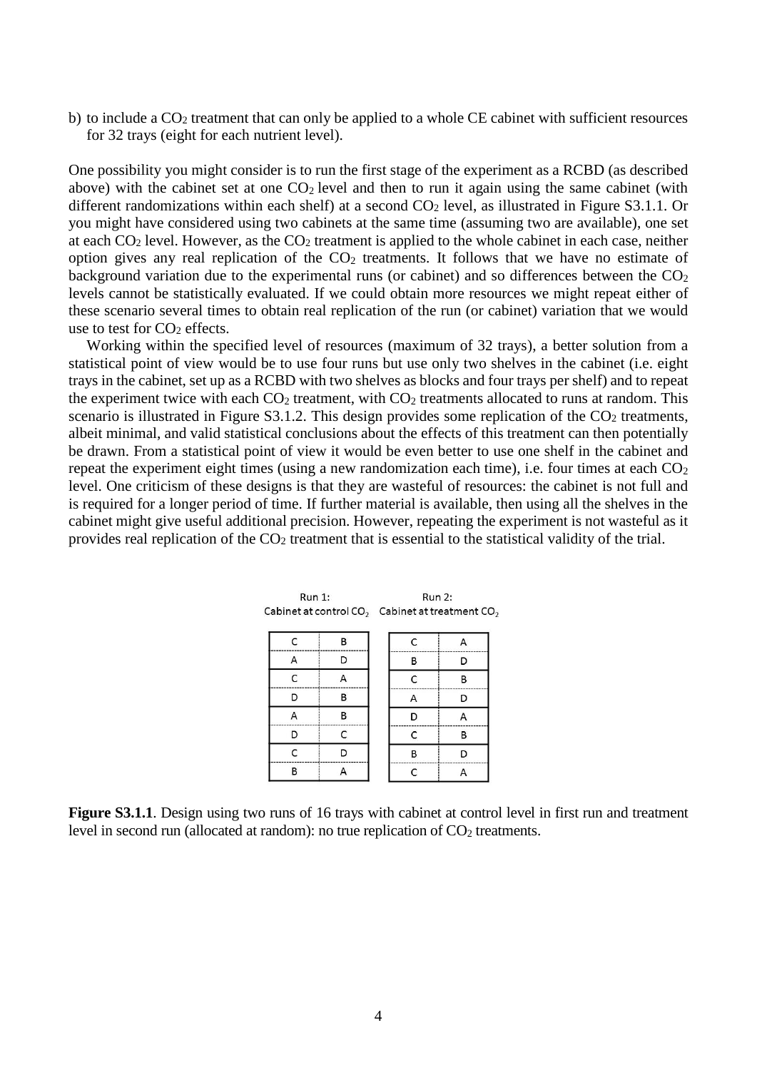b) to include a $CO_2$ treatment that can only be applied to a whole CE cabinet with sufficient resources for 32 trays (eight for each nutrient level).

One possibility you might consider is to run the first stage of the experiment as a RCBD (as described above) with the cabinet set at one $CO_2$ level and then to run it again using the same cabinet (with different randomizations within each shelf) at a second $CO_2$ level, as illustrated in Figure S3.1.1. Or you might have considered using two cabinets at the same time (assuming two are available), one set at each $CO_2$ level. However, as the $CO_2$ treatment is applied to the whole cabinet in each case, neither option gives any real replication of the $CO_2$ treatments. It follows that we have no estimate of background variation due to the experimental runs (or cabinet) and so differences between the $CO_2$ levels cannot be statistically evaluated. If we could obtain more resources we might repeat either of these scenario several times to obtain real replication of the run (or cabinet) variation that we would use to test for $CO_2$ effects.

Working within the specified level of resources (maximum of 32 trays), a better solution from a statistical point of view would be to use four runs but use only two shelves in the cabinet (i.e. eight trays in the cabinet, set up as a RCBD with two shelves as blocks and four trays per shelf) and to repeat the experiment twice with each $CO_2$ treatment, with $CO_2$ treatments allocated to runs at random. This scenario is illustrated in Figure S3.1.2. This design provides some replication of the $CO_2$ treatments, albeit minimal, and valid statistical conclusions about the effects of this treatment can then potentially be drawn. From a statistical point of view it would be even better to use one shelf in the cabinet and repeat the experiment eight times (using a new randomization each time), i.e. four times at each $CO_2$ level. One criticism of these designs is that they are wasteful of resources: the cabinet is not full and is required for a longer period of time. If further material is available, then using all the shelves in the cabinet might give useful additional precision. However, repeating the experiment is not wasteful as it provides real replication of the $CO_2$ treatment that is essential to the statistical validity of the trial.

| Run 1: Cabinet at control $CO_2$ | | Run 2: Cabinet at treatment $CO_2$ | |
|---|---|---|---|
| C | B | C | A |
| A | D | B | D |
| C | A | C | B |
| D | B | A | D |
| A | B | D | A |
| D | C | C | B |
| C | D | B | D |
| B | A | C | A |

**Figure S3.1.1**. Design using two runs of 16 trays with cabinet at control level in first run and treatment level in second run (allocated at random): no true replication of $CO_2$ treatments.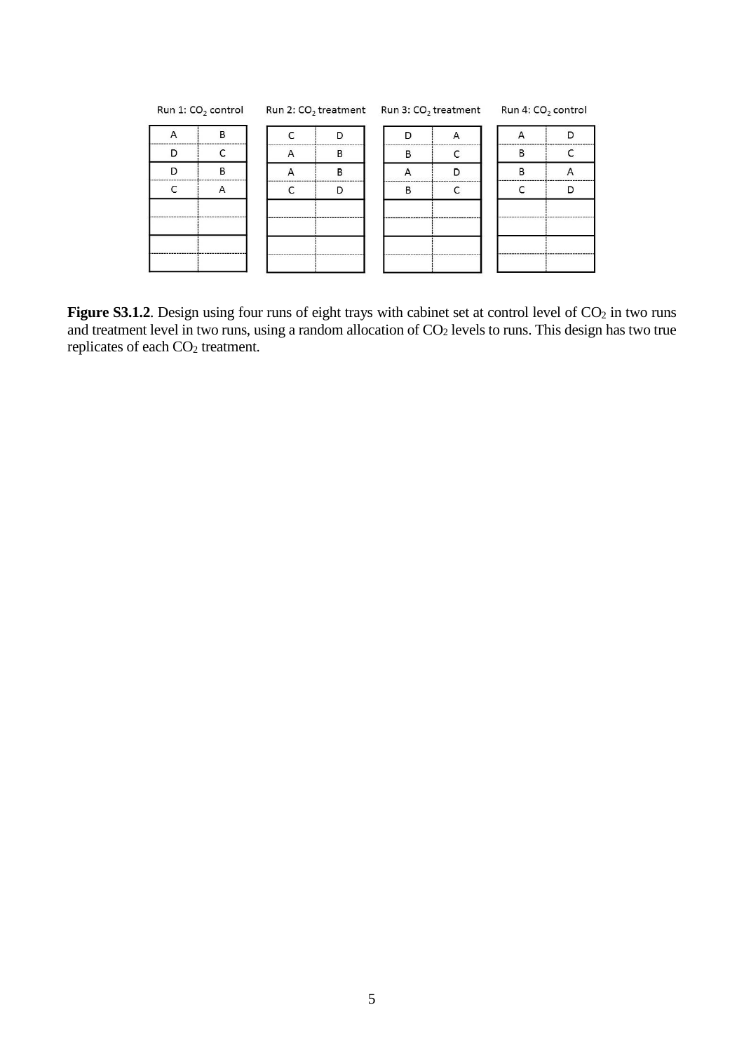Run 1: $CO_2$ control

A B
D C
D B
C A

Run 2: $CO_2$ treatment

C D
A B
A B
C D

Run 3: $CO_2$ treatment

D A
B C
A D
B C

Run 4: $CO_2$ control

A D
B C
B A
C D

**Figure S3.1.2**. Design using four runs of eight trays with cabinet set at control level of $CO_2$ in two runs and treatment level in two runs, using a random allocation of $CO_2$ levels to runs. This design has two true replicates of each $CO_2$ treatment.